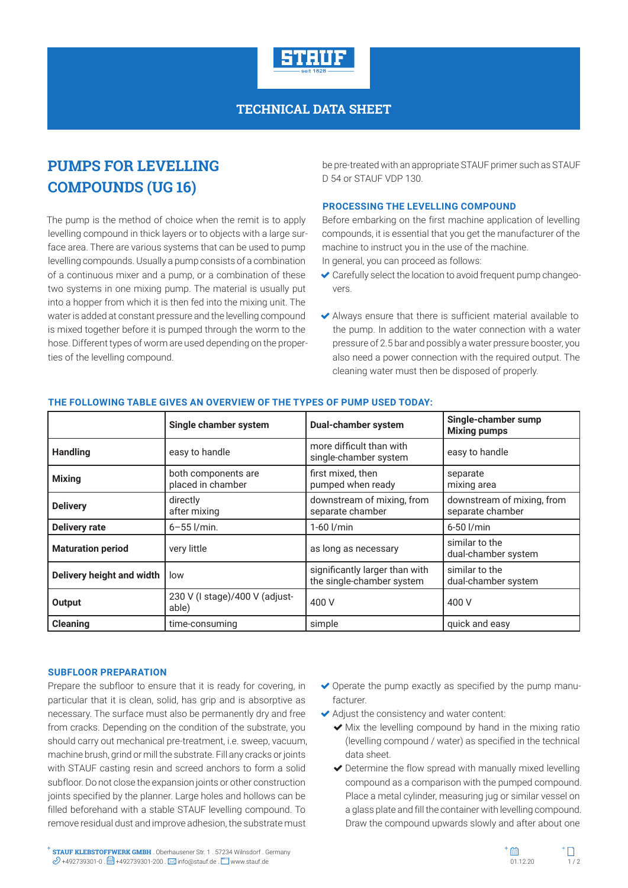STAUF seit 1828

TECHNICAL DATA SHEET

# PUMPS FOR LEVELLING COMPOUNDS (UG 16)

The pump is the method of choice when the remit is to apply levelling compound in thick layers or to objects with a large surface area. There are various systems that can be used to pump levelling compounds. Usually a pump consists of a combination of a continuous mixer and a pump, or a combination of these two systems in one mixing pump. The material is usually put into a hopper from which it is then fed into the mixing unit. The water is added at constant pressure and the levelling compound is mixed together before it is pumped through the worm to the hose. Different types of worm are used depending on the properties of the levelling compound.

## THE FOLLOWING TABLE GIVES AN OVERVIEW OF THE TYPES OF PUMP USED TODAY:

| | Single chamber system | Dual-chamber system | Single-chamber sump Mixing pumps |
|---|---|---|---|
| **Handling** | easy to handle | more difficult than with single-chamber system | easy to handle |
| **Mixing** | both components are placed in chamber | first mixed, then pumped when ready | separate mixing area |
| **Delivery** | directly after mixing | downstream of mixing, from separate chamber | downstream of mixing, from separate chamber |
| **Delivery rate** | 6–55 l/min. | 1-60 l/min | 6-50 l/min |
| **Maturation period** | very little | as long as necessary | similar to the dual-chamber system |
| **Delivery height and width** | low | significantly larger than with the single-chamber system | similar to the dual-chamber system |
| **Output** | 230 V (I stage)/400 V (adjustable) | 400 V | 400 V |
| **Cleaning** | time-consuming | simple | quick and easy |

## SUBFLOOR PREPARATION

Prepare the subfloor to ensure that it is ready for covering, in particular that it is clean, solid, has grip and is absorptive as necessary. The surface must also be permanently dry and free from cracks. Depending on the condition of the substrate, you should carry out mechanical pre-treatment, i.e. sweep, vacuum, machine brush, grind or mill the substrate. Fill any cracks or joints with STAUF casting resin and screed anchors to form a solid subfloor. Do not close the expansion joints or other construction joints specified by the planner. Large holes and hollows can be filled beforehand with a stable STAUF levelling compound. To remove residual dust and improve adhesion, the substrate must be pre-treated with an appropriate STAUF primer such as STAUF D 54 or STAUF VDP 130.

## PROCESSING THE LEVELLING COMPOUND

Before embarking on the first machine application of levelling compounds, it is essential that you get the manufacturer of the machine to instruct you in the use of the machine.
In general, you can proceed as follows:

- Carefully select the location to avoid frequent pump changeovers.
- Always ensure that there is sufficient material available to the pump. In addition to the water connection with a water pressure of 2.5 bar and possibly a water pressure booster, you also need a power connection with the required output. The cleaning water must then be disposed of properly.
- Operate the pump exactly as specified by the pump manufacturer.
- Adjust the consistency and water content:
  - Mix the levelling compound by hand in the mixing ratio (levelling compound / water) as specified in the technical data sheet.
  - Determine the flow spread with manually mixed levelling compound as a comparison with the pumped compound. Place a metal cylinder, measuring jug or similar vessel on a glass plate and fill the container with levelling compound. Draw the compound upwards slowly and after about one

STAUF KLEBSTOFFWERK GMBH . Oberhausener Str. 1 . 57234 Wilnsdorf . Germany
+492739301-0 . +492739301-200 . info@stauf.de . www.stauf.de
01.12.20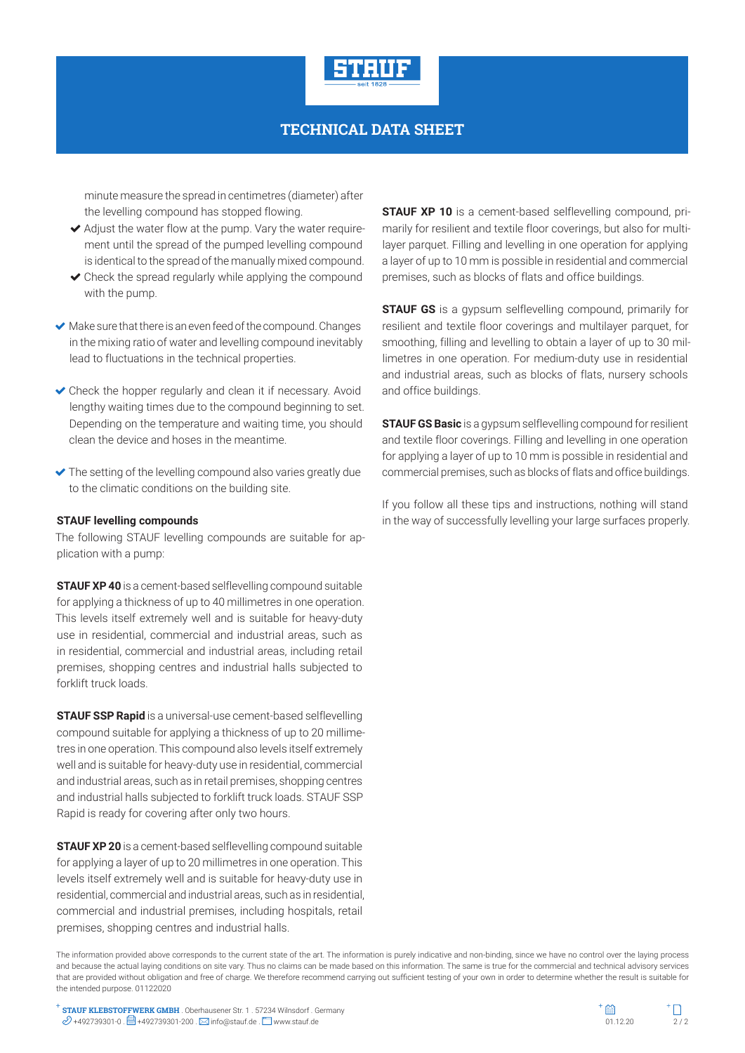minute measure the spread in centimetres (diameter) after the levelling compound has stopped flowing.
- ✔ Adjust the water flow at the pump. Vary the water requirement until the spread of the pumped levelling compound is identical to the spread of the manually mixed compound.
- ✔ Check the spread regularly while applying the compound with the pump.

- ✔ Make sure that there is an even feed of the compound. Changes in the mixing ratio of water and levelling compound inevitably lead to fluctuations in the technical properties.

- ✔ Check the hopper regularly and clean it if necessary. Avoid lengthy waiting times due to the compound beginning to set. Depending on the temperature and waiting time, you should clean the device and hoses in the meantime.

- ✔ The setting of the levelling compound also varies greatly due to the climatic conditions on the building site.

**STAUF levelling compounds**

The following STAUF levelling compounds are suitable for application with a pump:

**STAUF XP 40** is a cement-based selflevelling compound suitable for applying a thickness of up to 40 millimetres in one operation. This levels itself extremely well and is suitable for heavy-duty use in residential, commercial and industrial areas, such as in residential, commercial and industrial areas, including retail premises, shopping centres and industrial halls subjected to forklift truck loads.

**STAUF SSP Rapid** is a universal-use cement-based selflevelling compound suitable for applying a thickness of up to 20 millimetres in one operation. This compound also levels itself extremely well and is suitable for heavy-duty use in residential, commercial and industrial areas, such as in retail premises, shopping centres and industrial halls subjected to forklift truck loads. STAUF SSP Rapid is ready for covering after only two hours.

**STAUF XP 20** is a cement-based selflevelling compound suitable for applying a layer of up to 20 millimetres in one operation. This levels itself extremely well and is suitable for heavy-duty use in residential, commercial and industrial areas, such as in residential, commercial and industrial premises, including hospitals, retail premises, shopping centres and industrial halls.

**STAUF XP 10** is a cement-based selflevelling compound, primarily for resilient and textile floor coverings, but also for multilayer parquet. Filling and levelling in one operation for applying a layer of up to 10 mm is possible in residential and commercial premises, such as blocks of flats and office buildings.

**STAUF GS** is a gypsum selflevelling compound, primarily for resilient and textile floor coverings and multilayer parquet, for smoothing, filling and levelling to obtain a layer of up to 30 millimetres in one operation. For medium-duty use in residential and industrial areas, such as blocks of flats, nursery schools and office buildings.

**STAUF GS Basic** is a gypsum selflevelling compound for resilient and textile floor coverings. Filling and levelling in one operation for applying a layer of up to 10 mm is possible in residential and commercial premises, such as blocks of flats and office buildings.

If you follow all these tips and instructions, nothing will stand in the way of successfully levelling your large surfaces properly.

The information provided above corresponds to the current state of the art. The information is purely indicative and non-binding, since we have no control over the laying process and because the actual laying conditions on site vary. Thus no claims can be made based on this information. The same is true for the commercial and technical advisory services that are provided without obligation and free of charge. We therefore recommend carrying out sufficient testing of your own in order to determine whether the result is suitable for the intended purpose. 01122020

**STAUF KLEBSTOFFWERK GMBH** . Oberhausener Str. 1 . 57234 Wilnsdorf . Germany
+492739301-0 . +492739301-200 . info@stauf.de . www.stauf.de

01.12.20